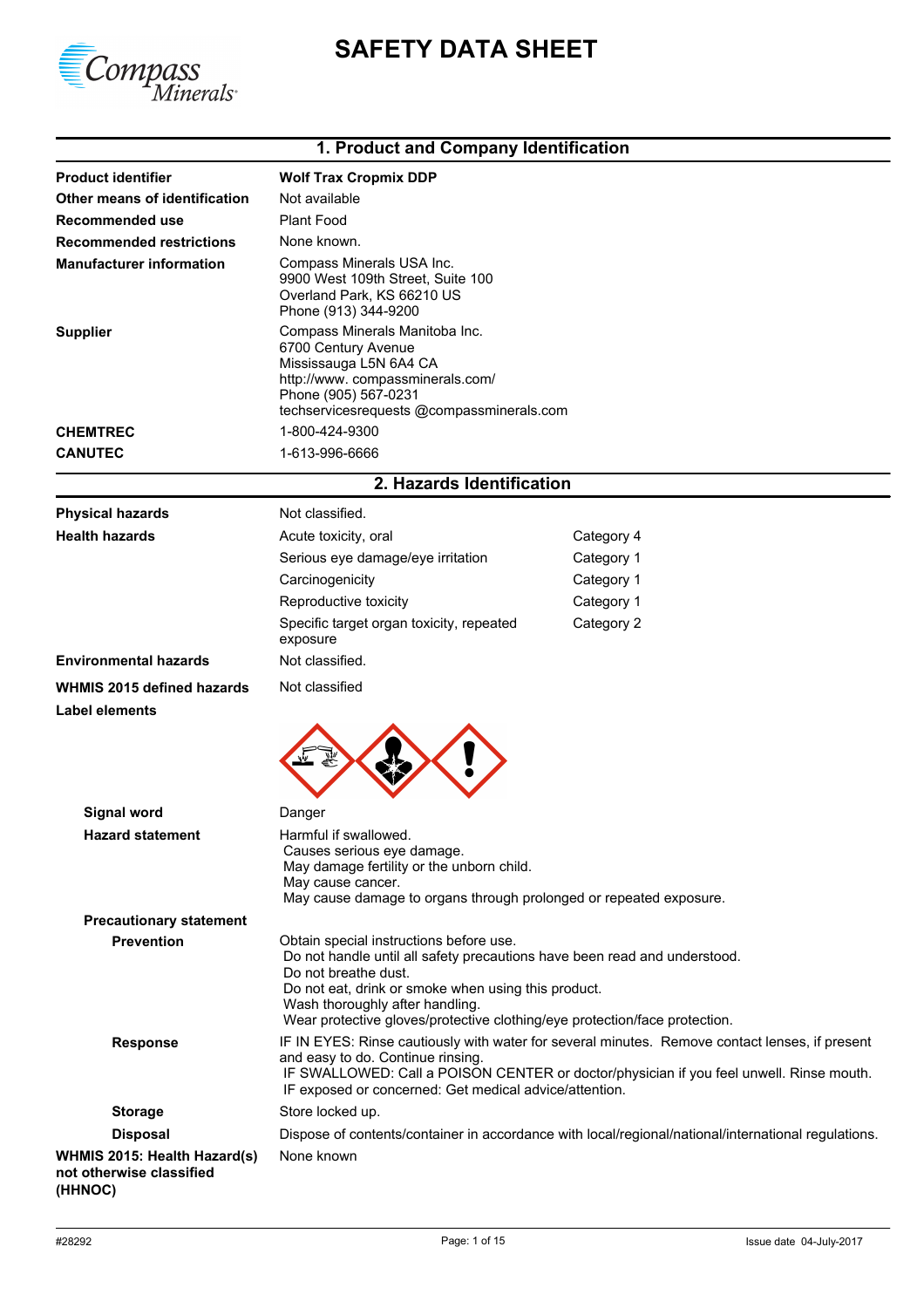# SAFETY DATA SHEET

## 1. Product and Company Identification

| | |
|---|---|
| **Product identifier** | **Wolf Trax Cropmix DDP** |
| **Other means of identification** | Not available |
| **Recommended use** | Plant Food |
| **Recommended restrictions** | None known. |
| **Manufacturer information** | Compass Minerals USA Inc.<br>9900 West 109th Street, Suite 100<br>Overland Park, KS 66210 US<br>Phone (913) 344-9200 |
| **Supplier** | Compass Minerals Manitoba Inc.<br>6700 Century Avenue<br>Mississauga L5N 6A4 CA<br>http://www. compassminerals.com/<br>Phone (905) 567-0231<br>techservicesrequests @compassminerals.com |
| **CHEMTREC** | 1-800-424-9300 |
| **CANUTEC** | 1-613-996-6666 |

## 2. Hazards Identification

| | | |
|---|---|---|
| **Physical hazards** | Not classified. | |
| **Health hazards** | Acute toxicity, oral | Category 4 |
| | Serious eye damage/eye irritation | Category 1 |
| | Carcinogenicity | Category 1 |
| | Reproductive toxicity | Category 1 |
| | Specific target organ toxicity, repeated exposure | Category 2 |
| **Environmental hazards** | Not classified. | |
| **WHMIS 2015 defined hazards** | Not classified | |

**Label elements**

**Signal word** Danger

**Hazard statement**
Harmful if swallowed.
Causes serious eye damage.
May damage fertility or the unborn child.
May cause cancer.
May cause damage to organs through prolonged or repeated exposure.

**Precautionary statement**

**Prevention**
Obtain special instructions before use.
Do not handle until all safety precautions have been read and understood.
Do not breathe dust.
Do not eat, drink or smoke when using this product.
Wash thoroughly after handling.
Wear protective gloves/protective clothing/eye protection/face protection.

**Response**
IF IN EYES: Rinse cautiously with water for several minutes. Remove contact lenses, if present and easy to do. Continue rinsing.
IF SWALLOWED: Call a POISON CENTER or doctor/physician if you feel unwell. Rinse mouth.
IF exposed or concerned: Get medical advice/attention.

**Storage**
Store locked up.

**Disposal**
Dispose of contents/container in accordance with local/regional/national/international regulations.

**WHMIS 2015: Health Hazard(s) not otherwise classified (HHNOC)**
None known

#28292 Issue date 04-July-2017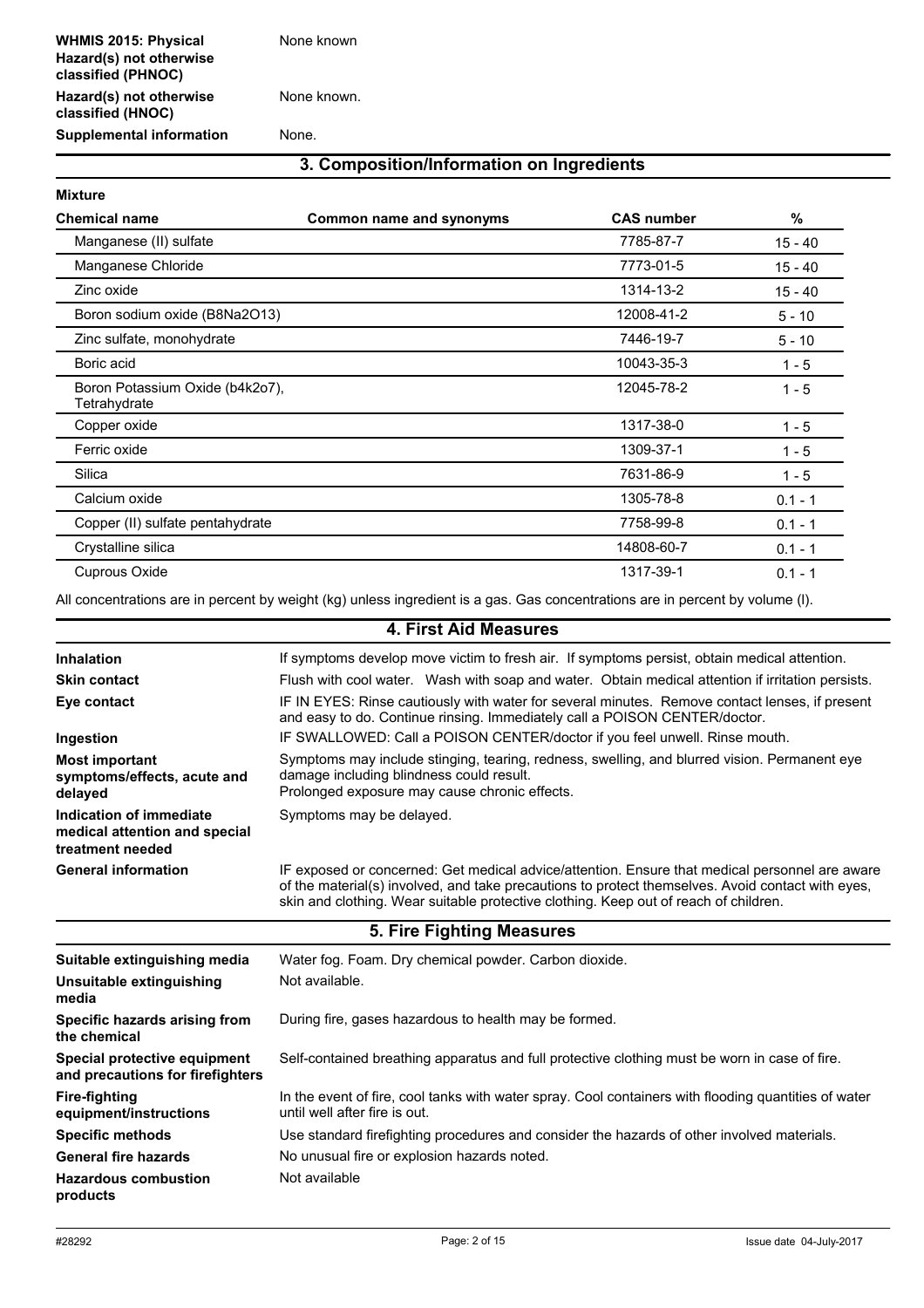| | |
|---|---|
| **WHMIS 2015: Physical Hazard(s) not otherwise classified (PHNOC)** | None known |
| **Hazard(s) not otherwise classified (HNOC)** | None known. |
| **Supplemental information** | None. |

## 3. Composition/Information on Ingredients

**Mixture**

| Chemical name | Common name and synonyms | CAS number | % |
|---|---|---|---|
| Manganese (II) sulfate | | 7785-87-7 | 15 - 40 |
| Manganese Chloride | | 7773-01-5 | 15 - 40 |
| Zinc oxide | | 1314-13-2 | 15 - 40 |
| Boron sodium oxide (B8Na2O13) | | 12008-41-2 | 5 - 10 |
| Zinc sulfate, monohydrate | | 7446-19-7 | 5 - 10 |
| Boric acid | | 10043-35-3 | 1 - 5 |
| Boron Potassium Oxide (b4k2o7), Tetrahydrate | | 12045-78-2 | 1 - 5 |
| Copper oxide | | 1317-38-0 | 1 - 5 |
| Ferric oxide | | 1309-37-1 | 1 - 5 |
| Silica | | 7631-86-9 | 1 - 5 |
| Calcium oxide | | 1305-78-8 | 0.1 - 1 |
| Copper (II) sulfate pentahydrate | | 7758-99-8 | 0.1 - 1 |
| Crystalline silica | | 14808-60-7 | 0.1 - 1 |
| Cuprous Oxide | | 1317-39-1 | 0.1 - 1 |

All concentrations are in percent by weight (kg) unless ingredient is a gas. Gas concentrations are in percent by volume (l).

## 4. First Aid Measures

| | |
|---|---|
| **Inhalation** | If symptoms develop move victim to fresh air. If symptoms persist, obtain medical attention. |
| **Skin contact** | Flush with cool water. Wash with soap and water. Obtain medical attention if irritation persists. |
| **Eye contact** | IF IN EYES: Rinse cautiously with water for several minutes. Remove contact lenses, if present and easy to do. Continue rinsing. Immediately call a POISON CENTER/doctor. |
| **Ingestion** | IF SWALLOWED: Call a POISON CENTER/doctor if you feel unwell. Rinse mouth. |
| **Most important symptoms/effects, acute and delayed** | Symptoms may include stinging, tearing, redness, swelling, and blurred vision. Permanent eye damage including blindness could result. Prolonged exposure may cause chronic effects. |
| **Indication of immediate medical attention and special treatment needed** | Symptoms may be delayed. |
| **General information** | IF exposed or concerned: Get medical advice/attention. Ensure that medical personnel are aware of the material(s) involved, and take precautions to protect themselves. Avoid contact with eyes, skin and clothing. Wear suitable protective clothing. Keep out of reach of children. |

## 5. Fire Fighting Measures

| | |
|---|---|
| **Suitable extinguishing media** | Water fog. Foam. Dry chemical powder. Carbon dioxide. |
| **Unsuitable extinguishing media** | Not available. |
| **Specific hazards arising from the chemical** | During fire, gases hazardous to health may be formed. |
| **Special protective equipment and precautions for firefighters** | Self-contained breathing apparatus and full protective clothing must be worn in case of fire. |
| **Fire-fighting equipment/instructions** | In the event of fire, cool tanks with water spray. Cool containers with flooding quantities of water until well after fire is out. |
| **Specific methods** | Use standard firefighting procedures and consider the hazards of other involved materials. |
| **General fire hazards** | No unusual fire or explosion hazards noted. |
| **Hazardous combustion products** | Not available |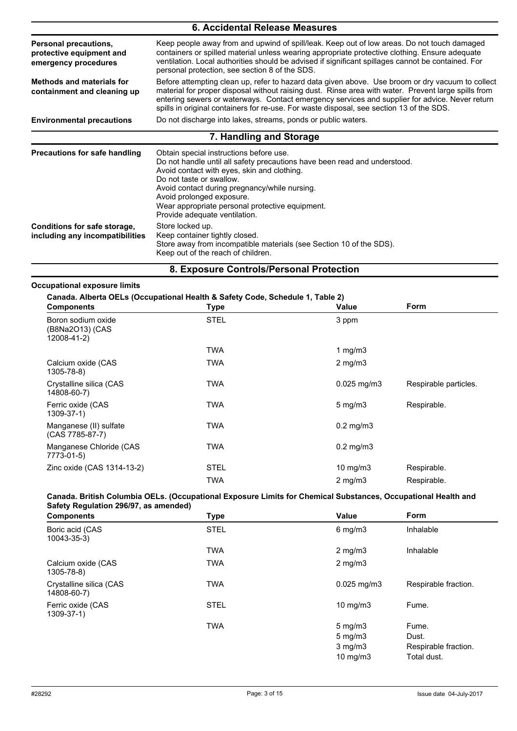## 6. Accidental Release Measures

| | |
|---|---|
| **Personal precautions, protective equipment and emergency procedures** | Keep people away from and upwind of spill/leak. Keep out of low areas. Do not touch damaged containers or spilled material unless wearing appropriate protective clothing. Ensure adequate ventilation. Local authorities should be advised if significant spillages cannot be contained. For personal protection, see section 8 of the SDS. |
| **Methods and materials for containment and cleaning up** | Before attempting clean up, refer to hazard data given above. Use broom or dry vacuum to collect material for proper disposal without raising dust. Rinse area with water. Prevent large spills from entering sewers or waterways. Contact emergency services and supplier for advice. Never return spills in original containers for re-use. For waste disposal, see section 13 of the SDS. |
| **Environmental precautions** | Do not discharge into lakes, streams, ponds or public waters. |

## 7. Handling and Storage

| | |
|---|---|
| **Precautions for safe handling** | Obtain special instructions before use.<br>Do not handle until all safety precautions have been read and understood.<br>Avoid contact with eyes, skin and clothing.<br>Do not taste or swallow.<br>Avoid contact during pregnancy/while nursing.<br>Avoid prolonged exposure.<br>Wear appropriate personal protective equipment.<br>Provide adequate ventilation. |
| **Conditions for safe storage, including any incompatibilities** | Store locked up.<br>Keep container tightly closed.<br>Store away from incompatible materials (see Section 10 of the SDS).<br>Keep out of the reach of children. |

## 8. Exposure Controls/Personal Protection

**Occupational exposure limits**

**Canada. Alberta OELs (Occupational Health & Safety Code, Schedule 1, Table 2)**

| Components | Type | Value | Form |
|---|---|---|---|
| Boron sodium oxide (B8Na2O13) (CAS 12008-41-2) | STEL | 3 ppm | |
| | TWA | 1 mg/m3 | |
| Calcium oxide (CAS 1305-78-8) | TWA | 2 mg/m3 | |
| Crystalline silica (CAS 14808-60-7) | TWA | 0.025 mg/m3 | Respirable particles. |
| Ferric oxide (CAS 1309-37-1) | TWA | 5 mg/m3 | Respirable. |
| Manganese (II) sulfate (CAS 7785-87-7) | TWA | 0.2 mg/m3 | |
| Manganese Chloride (CAS 7773-01-5) | TWA | 0.2 mg/m3 | |
| Zinc oxide (CAS 1314-13-2) | STEL | 10 mg/m3 | Respirable. |
| | TWA | 2 mg/m3 | Respirable. |

**Canada. British Columbia OELs. (Occupational Exposure Limits for Chemical Substances, Occupational Health and Safety Regulation 296/97, as amended)**

| Components | Type | Value | Form |
|---|---|---|---|
| Boric acid (CAS 10043-35-3) | STEL | 6 mg/m3 | Inhalable |
| | TWA | 2 mg/m3 | Inhalable |
| Calcium oxide (CAS 1305-78-8) | TWA | 2 mg/m3 | |
| Crystalline silica (CAS 14808-60-7) | TWA | 0.025 mg/m3 | Respirable fraction. |
| Ferric oxide (CAS 1309-37-1) | STEL | 10 mg/m3 | Fume. |
| | TWA | 5 mg/m3 | Fume. |
| | | 5 mg/m3 | Dust. |
| | | 3 mg/m3 | Respirable fraction. |
| | | 10 mg/m3 | Total dust. |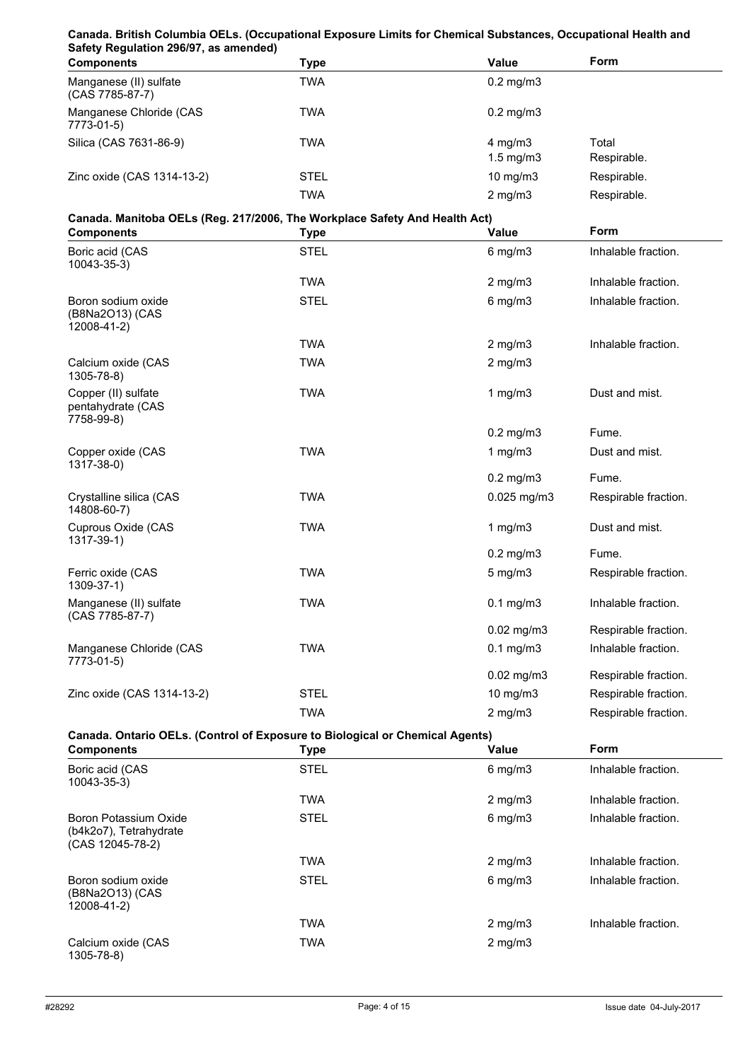**Canada. British Columbia OELs. (Occupational Exposure Limits for Chemical Substances, Occupational Health and Safety Regulation 296/97, as amended)**

| Components | Type | Value | Form |
|---|---|---|---|
| Manganese (II) sulfate (CAS 7785-87-7) | TWA | 0.2 mg/m3 | |
| Manganese Chloride (CAS 7773-01-5) | TWA | 0.2 mg/m3 | |
| Silica (CAS 7631-86-9) | TWA | 4 mg/m3 | Total |
| | | 1.5 mg/m3 | Respirable. |
| Zinc oxide (CAS 1314-13-2) | STEL | 10 mg/m3 | Respirable. |
| | TWA | 2 mg/m3 | Respirable. |

**Canada. Manitoba OELs (Reg. 217/2006, The Workplace Safety And Health Act)**

| Components | Type | Value | Form |
|---|---|---|---|
| Boric acid (CAS 10043-35-3) | STEL | 6 mg/m3 | Inhalable fraction. |
| | TWA | 2 mg/m3 | Inhalable fraction. |
| Boron sodium oxide (B8Na2O13) (CAS 12008-41-2) | STEL | 6 mg/m3 | Inhalable fraction. |
| | TWA | 2 mg/m3 | Inhalable fraction. |
| Calcium oxide (CAS 1305-78-8) | TWA | 2 mg/m3 | |
| Copper (II) sulfate pentahydrate (CAS 7758-99-8) | TWA | 1 mg/m3 | Dust and mist. |
| | | 0.2 mg/m3 | Fume. |
| Copper oxide (CAS 1317-38-0) | TWA | 1 mg/m3 | Dust and mist. |
| | | 0.2 mg/m3 | Fume. |
| Crystalline silica (CAS 14808-60-7) | TWA | 0.025 mg/m3 | Respirable fraction. |
| Cuprous Oxide (CAS 1317-39-1) | TWA | 1 mg/m3 | Dust and mist. |
| | | 0.2 mg/m3 | Fume. |
| Ferric oxide (CAS 1309-37-1) | TWA | 5 mg/m3 | Respirable fraction. |
| Manganese (II) sulfate (CAS 7785-87-7) | TWA | 0.1 mg/m3 | Inhalable fraction. |
| | | 0.02 mg/m3 | Respirable fraction. |
| Manganese Chloride (CAS 7773-01-5) | TWA | 0.1 mg/m3 | Inhalable fraction. |
| | | 0.02 mg/m3 | Respirable fraction. |
| Zinc oxide (CAS 1314-13-2) | STEL | 10 mg/m3 | Respirable fraction. |
| | TWA | 2 mg/m3 | Respirable fraction. |

**Canada. Ontario OELs. (Control of Exposure to Biological or Chemical Agents)**

| Components | Type | Value | Form |
|---|---|---|---|
| Boric acid (CAS 10043-35-3) | STEL | 6 mg/m3 | Inhalable fraction. |
| | TWA | 2 mg/m3 | Inhalable fraction. |
| Boron Potassium Oxide (b4k2o7), Tetrahydrate (CAS 12045-78-2) | STEL | 6 mg/m3 | Inhalable fraction. |
| | TWA | 2 mg/m3 | Inhalable fraction. |
| Boron sodium oxide (B8Na2O13) (CAS 12008-41-2) | STEL | 6 mg/m3 | Inhalable fraction. |
| | TWA | 2 mg/m3 | Inhalable fraction. |
| Calcium oxide (CAS 1305-78-8) | TWA | 2 mg/m3 | |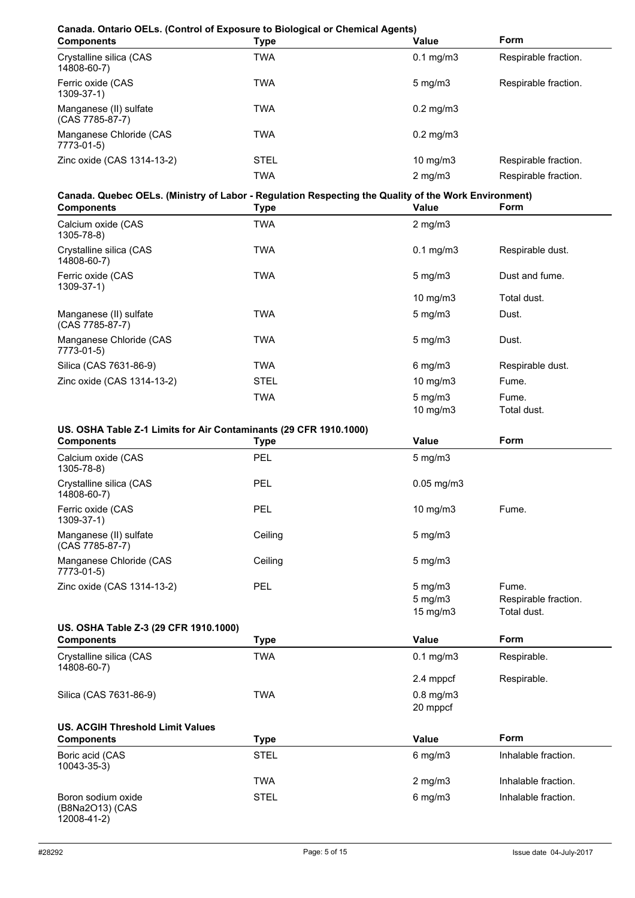**Canada. Ontario OELs. (Control of Exposure to Biological or Chemical Agents)**

| Components | Type | Value | Form |
|---|---|---|---|
| Crystalline silica (CAS 14808-60-7) | TWA | 0.1 mg/m3 | Respirable fraction. |
| Ferric oxide (CAS 1309-37-1) | TWA | 5 mg/m3 | Respirable fraction. |
| Manganese (II) sulfate (CAS 7785-87-7) | TWA | 0.2 mg/m3 | |
| Manganese Chloride (CAS 7773-01-5) | TWA | 0.2 mg/m3 | |
| Zinc oxide (CAS 1314-13-2) | STEL | 10 mg/m3 | Respirable fraction. |
| | TWA | 2 mg/m3 | Respirable fraction. |

**Canada. Quebec OELs. (Ministry of Labor - Regulation Respecting the Quality of the Work Environment)**

| Components | Type | Value | Form |
|---|---|---|---|
| Calcium oxide (CAS 1305-78-8) | TWA | 2 mg/m3 | |
| Crystalline silica (CAS 14808-60-7) | TWA | 0.1 mg/m3 | Respirable dust. |
| Ferric oxide (CAS 1309-37-1) | TWA | 5 mg/m3 | Dust and fume. |
| | | 10 mg/m3 | Total dust. |
| Manganese (II) sulfate (CAS 7785-87-7) | TWA | 5 mg/m3 | Dust. |
| Manganese Chloride (CAS 7773-01-5) | TWA | 5 mg/m3 | Dust. |
| Silica (CAS 7631-86-9) | TWA | 6 mg/m3 | Respirable dust. |
| Zinc oxide (CAS 1314-13-2) | STEL | 10 mg/m3 | Fume. |
| | TWA | 5 mg/m3 | Fume. |
| | | 10 mg/m3 | Total dust. |

**US. OSHA Table Z-1 Limits for Air Contaminants (29 CFR 1910.1000)**

| Components | Type | Value | Form |
|---|---|---|---|
| Calcium oxide (CAS 1305-78-8) | PEL | 5 mg/m3 | |
| Crystalline silica (CAS 14808-60-7) | PEL | 0.05 mg/m3 | |
| Ferric oxide (CAS 1309-37-1) | PEL | 10 mg/m3 | Fume. |
| Manganese (II) sulfate (CAS 7785-87-7) | Ceiling | 5 mg/m3 | |
| Manganese Chloride (CAS 7773-01-5) | Ceiling | 5 mg/m3 | |
| Zinc oxide (CAS 1314-13-2) | PEL | 5 mg/m3 | Fume. |
| | | 5 mg/m3 | Respirable fraction. |
| | | 15 mg/m3 | Total dust. |

**US. OSHA Table Z-3 (29 CFR 1910.1000)**

| Components | Type | Value | Form |
|---|---|---|---|
| Crystalline silica (CAS 14808-60-7) | TWA | 0.1 mg/m3 | Respirable. |
| | | 2.4 mppcf | Respirable. |
| Silica (CAS 7631-86-9) | TWA | 0.8 mg/m3 | |
| | | 20 mppcf | |

**US. ACGIH Threshold Limit Values**

| Components | Type | Value | Form |
|---|---|---|---|
| Boric acid (CAS 10043-35-3) | STEL | 6 mg/m3 | Inhalable fraction. |
| | TWA | 2 mg/m3 | Inhalable fraction. |
| Boron sodium oxide ($B_8Na_2O_{13}$) (CAS 12008-41-2) | STEL | 6 mg/m3 | Inhalable fraction. |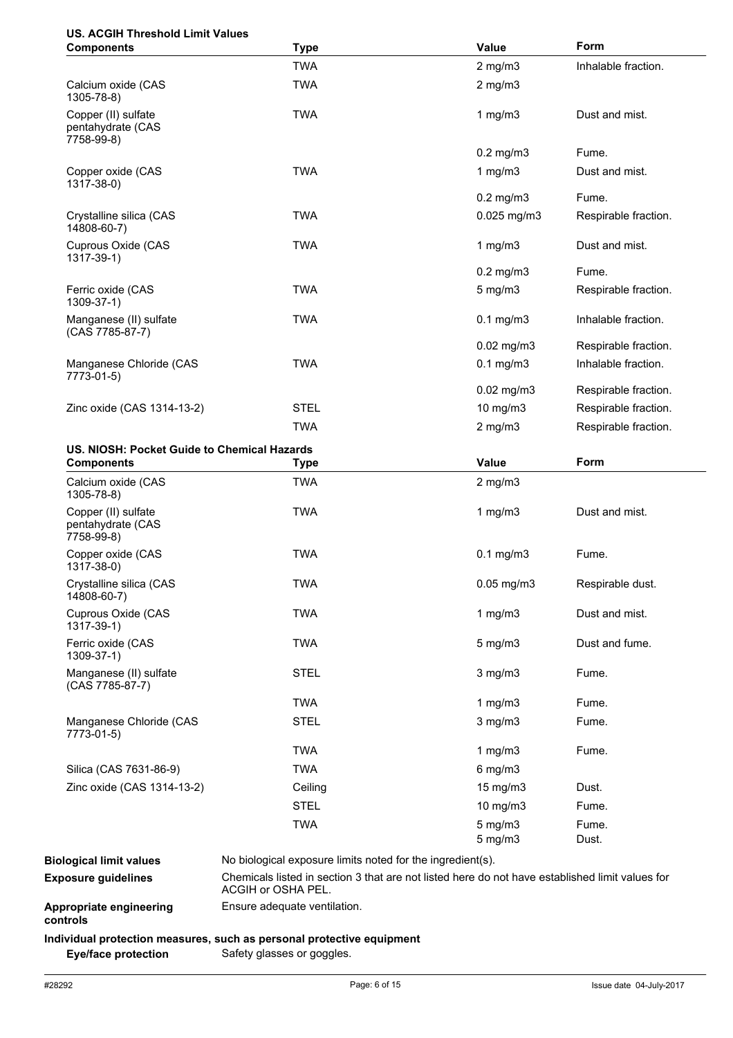**US. ACGIH Threshold Limit Values**

| Components | Type | Value | Form |
|---|---|---|---|
| | TWA | 2 mg/m3 | Inhalable fraction. |
| Calcium oxide (CAS 1305-78-8) | TWA | 2 mg/m3 | |
| Copper (II) sulfate pentahydrate (CAS 7758-99-8) | TWA | 1 mg/m3 | Dust and mist. |
| | | 0.2 mg/m3 | Fume. |
| Copper oxide (CAS 1317-38-0) | TWA | 1 mg/m3 | Dust and mist. |
| | | 0.2 mg/m3 | Fume. |
| Crystalline silica (CAS 14808-60-7) | TWA | 0.025 mg/m3 | Respirable fraction. |
| Cuprous Oxide (CAS 1317-39-1) | TWA | 1 mg/m3 | Dust and mist. |
| | | 0.2 mg/m3 | Fume. |
| Ferric oxide (CAS 1309-37-1) | TWA | 5 mg/m3 | Respirable fraction. |
| Manganese (II) sulfate (CAS 7785-87-7) | TWA | 0.1 mg/m3 | Inhalable fraction. |
| | | 0.02 mg/m3 | Respirable fraction. |
| Manganese Chloride (CAS 7773-01-5) | TWA | 0.1 mg/m3 | Inhalable fraction. |
| | | 0.02 mg/m3 | Respirable fraction. |
| Zinc oxide (CAS 1314-13-2) | STEL | 10 mg/m3 | Respirable fraction. |
| | TWA | 2 mg/m3 | Respirable fraction. |

**US. NIOSH: Pocket Guide to Chemical Hazards**

| Components | Type | Value | Form |
|---|---|---|---|
| Calcium oxide (CAS 1305-78-8) | TWA | 2 mg/m3 | |
| Copper (II) sulfate pentahydrate (CAS 7758-99-8) | TWA | 1 mg/m3 | Dust and mist. |
| Copper oxide (CAS 1317-38-0) | TWA | 0.1 mg/m3 | Fume. |
| Crystalline silica (CAS 14808-60-7) | TWA | 0.05 mg/m3 | Respirable dust. |
| Cuprous Oxide (CAS 1317-39-1) | TWA | 1 mg/m3 | Dust and mist. |
| Ferric oxide (CAS 1309-37-1) | TWA | 5 mg/m3 | Dust and fume. |
| Manganese (II) sulfate (CAS 7785-87-7) | STEL | 3 mg/m3 | Fume. |
| | TWA | 1 mg/m3 | Fume. |
| Manganese Chloride (CAS 7773-01-5) | STEL | 3 mg/m3 | Fume. |
| | TWA | 1 mg/m3 | Fume. |
| Silica (CAS 7631-86-9) | TWA | 6 mg/m3 | |
| Zinc oxide (CAS 1314-13-2) | Ceiling | 15 mg/m3 | Dust. |
| | STEL | 10 mg/m3 | Fume. |
| | TWA | 5 mg/m3 | Fume. |
| | | 5 mg/m3 | Dust. |

**Biological limit values** No biological exposure limits noted for the ingredient(s).

**Exposure guidelines** Chemicals listed in section 3 that are not listed here do not have established limit values for ACGIH or OSHA PEL.

**Appropriate engineering controls** Ensure adequate ventilation.

**Individual protection measures, such as personal protective equipment**

**Eye/face protection** Safety glasses or goggles.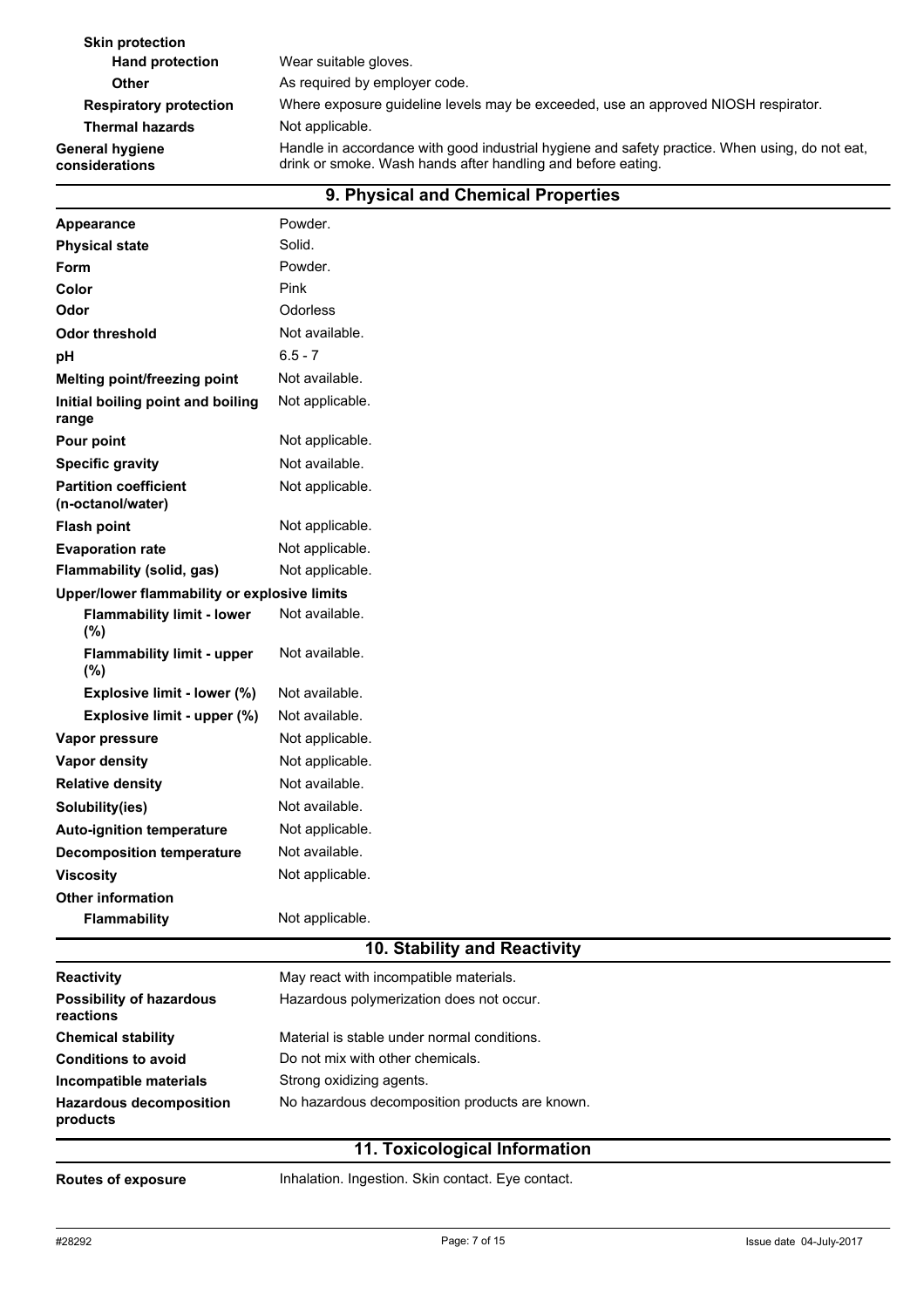| | |
|---|---|
| **Skin protection** | |
| **Hand protection** | Wear suitable gloves. |
| **Other** | As required by employer code. |
| **Respiratory protection** | Where exposure guideline levels may be exceeded, use an approved NIOSH respirator. |
| **Thermal hazards** | Not applicable. |
| **General hygiene considerations** | Handle in accordance with good industrial hygiene and safety practice. When using, do not eat, drink or smoke. Wash hands after handling and before eating. |

## 9. Physical and Chemical Properties

| | |
|---|---|
| **Appearance** | Powder. |
| **Physical state** | Solid. |
| **Form** | Powder. |
| **Color** | Pink |
| **Odor** | Odorless |
| **Odor threshold** | Not available. |
| **pH** | 6.5 - 7 |
| **Melting point/freezing point** | Not available. |
| **Initial boiling point and boiling range** | Not applicable. |
| **Pour point** | Not applicable. |
| **Specific gravity** | Not available. |
| **Partition coefficient (n-octanol/water)** | Not applicable. |
| **Flash point** | Not applicable. |
| **Evaporation rate** | Not applicable. |
| **Flammability (solid, gas)** | Not applicable. |
| **Upper/lower flammability or explosive limits** | |
| **Flammability limit - lower (%)** | Not available. |
| **Flammability limit - upper (%)** | Not available. |
| **Explosive limit - lower (%)** | Not available. |
| **Explosive limit - upper (%)** | Not available. |
| **Vapor pressure** | Not applicable. |
| **Vapor density** | Not applicable. |
| **Relative density** | Not available. |
| **Solubility(ies)** | Not available. |
| **Auto-ignition temperature** | Not applicable. |
| **Decomposition temperature** | Not available. |
| **Viscosity** | Not applicable. |
| **Other information** | |
| **Flammability** | Not applicable. |

## 10. Stability and Reactivity

| | |
|---|---|
| **Reactivity** | May react with incompatible materials. |
| **Possibility of hazardous reactions** | Hazardous polymerization does not occur. |
| **Chemical stability** | Material is stable under normal conditions. |
| **Conditions to avoid** | Do not mix with other chemicals. |
| **Incompatible materials** | Strong oxidizing agents. |
| **Hazardous decomposition products** | No hazardous decomposition products are known. |

## 11. Toxicological Information

| | |
|---|---|
| **Routes of exposure** | Inhalation. Ingestion. Skin contact. Eye contact. |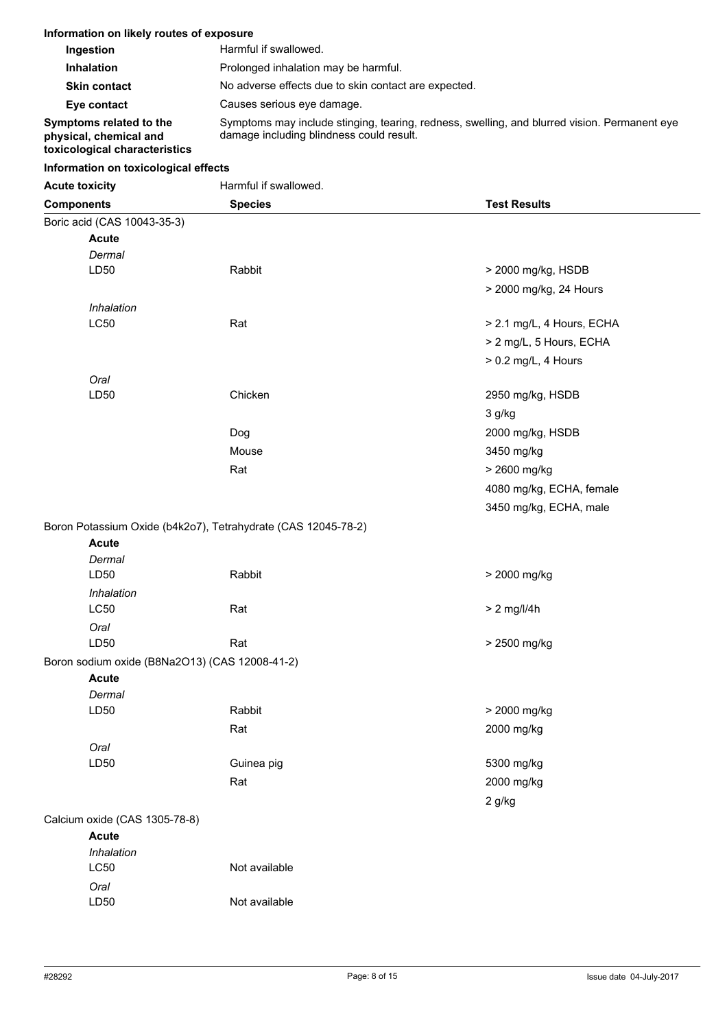### Information on likely routes of exposure

| | |
|---|---|
| **Ingestion** | Harmful if swallowed. |
| **Inhalation** | Prolonged inhalation may be harmful. |
| **Skin contact** | No adverse effects due to skin contact are expected. |
| **Eye contact** | Causes serious eye damage. |
| **Symptoms related to the physical, chemical and toxicological characteristics** | Symptoms may include stinging, tearing, redness, swelling, and blurred vision. Permanent eye damage including blindness could result. |

### Information on toxicological effects

**Acute toxicity** Harmful if swallowed.

| Components | Species | Test Results |
|---|---|---|
| Boric acid (CAS 10043-35-3) | | |
| **Acute** | | |
| *Dermal* | | |
| LD50 | Rabbit | > 2000 mg/kg, HSDB |
| | | > 2000 mg/kg, 24 Hours |
| *Inhalation* | | |
| LC50 | Rat | > 2.1 mg/L, 4 Hours, ECHA |
| | | > 2 mg/L, 5 Hours, ECHA |
| | | > 0.2 mg/L, 4 Hours |
| *Oral* | | |
| LD50 | Chicken | 2950 mg/kg, HSDB |
| | | 3 g/kg |
| | Dog | 2000 mg/kg, HSDB |
| | Mouse | 3450 mg/kg |
| | Rat | > 2600 mg/kg |
| | | 4080 mg/kg, ECHA, female |
| | | 3450 mg/kg, ECHA, male |
| Boron Potassium Oxide (b4k2o7), Tetrahydrate (CAS 12045-78-2) | | |
| **Acute** | | |
| *Dermal* | | |
| LD50 | Rabbit | > 2000 mg/kg |
| *Inhalation* | | |
| LC50 | Rat | > 2 mg/l/4h |
| *Oral* | | |
| LD50 | Rat | > 2500 mg/kg |
| Boron sodium oxide (B8Na2O13) (CAS 12008-41-2) | | |
| **Acute** | | |
| *Dermal* | | |
| LD50 | Rabbit | > 2000 mg/kg |
| | Rat | 2000 mg/kg |
| *Oral* | | |
| LD50 | Guinea pig | 5300 mg/kg |
| | Rat | 2000 mg/kg |
| | | 2 g/kg |
| Calcium oxide (CAS 1305-78-8) | | |
| **Acute** | | |
| *Inhalation* | | |
| LC50 | Not available | |
| *Oral* | | |
| LD50 | Not available | |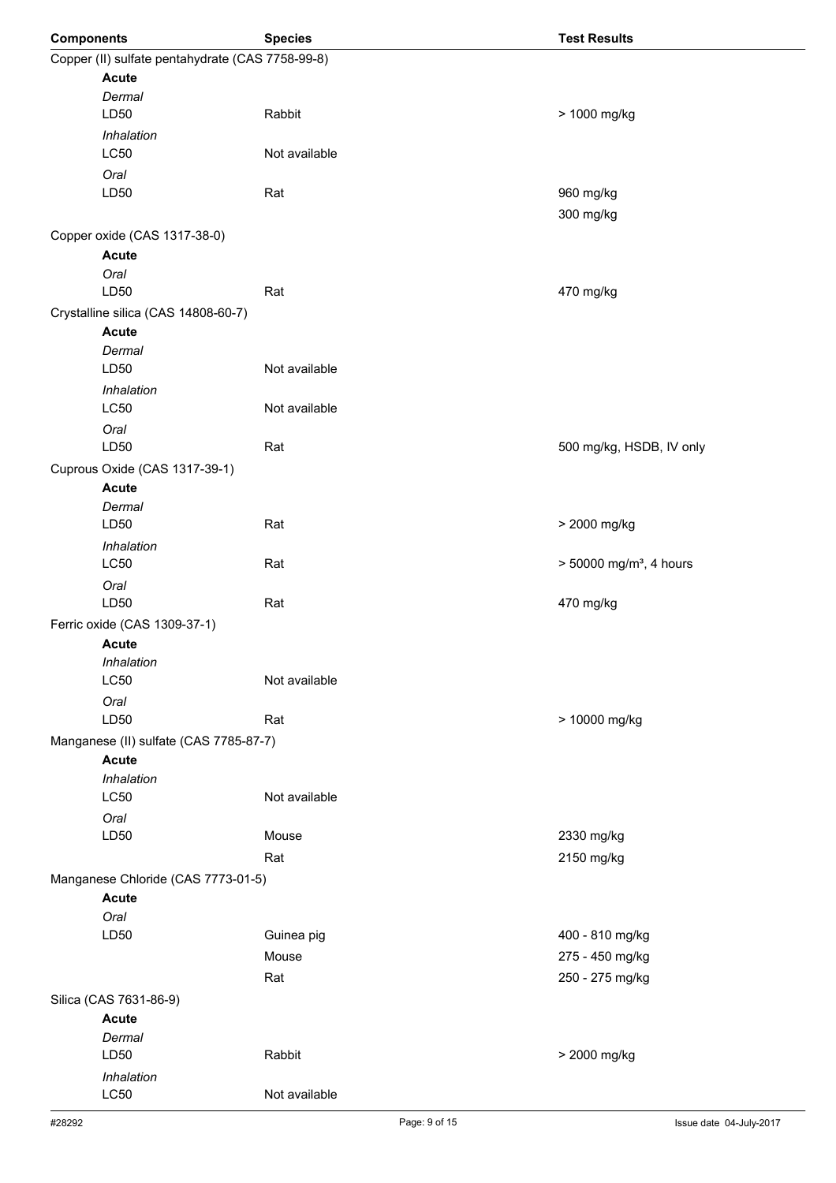| Components | Species | Test Results |
| --- | --- | --- |
| Copper (II) sulfate pentahydrate (CAS 7758-99-8) | | |
| **Acute** | | |
| *Dermal* | | |
| LD50 | Rabbit | > 1000 mg/kg |
| *Inhalation* | | |
| LC50 | Not available | |
| *Oral* | | |
| LD50 | Rat | 960 mg/kg |
| | | 300 mg/kg |
| Copper oxide (CAS 1317-38-0) | | |
| **Acute** | | |
| *Oral* | | |
| LD50 | Rat | 470 mg/kg |
| Crystalline silica (CAS 14808-60-7) | | |
| **Acute** | | |
| *Dermal* | | |
| LD50 | Not available | |
| *Inhalation* | | |
| LC50 | Not available | |
| *Oral* | | |
| LD50 | Rat | 500 mg/kg, HSDB, IV only |
| Cuprous Oxide (CAS 1317-39-1) | | |
| **Acute** | | |
| *Dermal* | | |
| LD50 | Rat | > 2000 mg/kg |
| *Inhalation* | | |
| LC50 | Rat | > 50000 mg/m³, 4 hours |
| *Oral* | | |
| LD50 | Rat | 470 mg/kg |
| Ferric oxide (CAS 1309-37-1) | | |
| **Acute** | | |
| *Inhalation* | | |
| LC50 | Not available | |
| *Oral* | | |
| LD50 | Rat | > 10000 mg/kg |
| Manganese (II) sulfate (CAS 7785-87-7) | | |
| **Acute** | | |
| *Inhalation* | | |
| LC50 | Not available | |
| *Oral* | | |
| LD50 | Mouse | 2330 mg/kg |
| | Rat | 2150 mg/kg |
| Manganese Chloride (CAS 7773-01-5) | | |
| **Acute** | | |
| *Oral* | | |
| LD50 | Guinea pig | 400 - 810 mg/kg |
| | Mouse | 275 - 450 mg/kg |
| | Rat | 250 - 275 mg/kg |
| Silica (CAS 7631-86-9) | | |
| **Acute** | | |
| *Dermal* | | |
| LD50 | Rabbit | > 2000 mg/kg |
| *Inhalation* | | |
| LC50 | Not available | |

#28292 Issue date 04-July-2017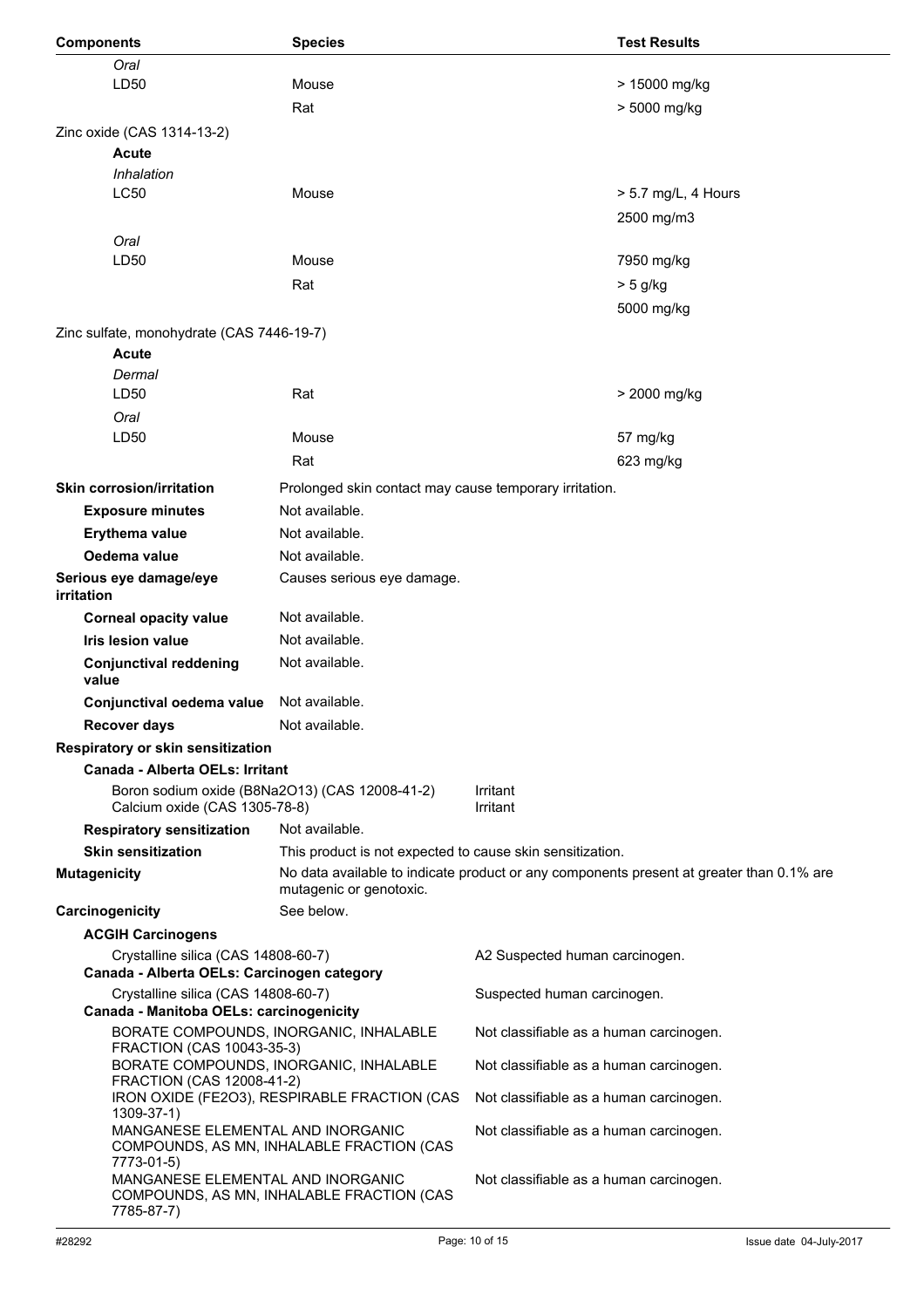| Components | Species | Test Results |
|---|---|---|
| *Oral* | | |
| LD50 | Mouse | > 15000 mg/kg |
| | Rat | > 5000 mg/kg |
| Zinc oxide (CAS 1314-13-2) | | |
| **Acute** | | |
| *Inhalation* | | |
| LC50 | Mouse | > 5.7 mg/L, 4 Hours |
| | | 2500 mg/m3 |
| *Oral* | | |
| LD50 | Mouse | 7950 mg/kg |
| | Rat | > 5 g/kg |
| | | 5000 mg/kg |
| Zinc sulfate, monohydrate (CAS 7446-19-7) | | |
| **Acute** | | |
| *Dermal* | | |
| LD50 | Rat | > 2000 mg/kg |
| *Oral* | | |
| LD50 | Mouse | 57 mg/kg |
| | Rat | 623 mg/kg |

**Skin corrosion/irritation** Prolonged skin contact may cause temporary irritation.

**Exposure minutes** Not available.

**Erythema value** Not available.

**Oedema value** Not available.

**Serious eye damage/eye irritation** Causes serious eye damage.

**Corneal opacity value** Not available.

**Iris lesion value** Not available.

**Conjunctival reddening value** Not available.

**Conjunctival oedema value** Not available.

**Recover days** Not available.

**Respiratory or skin sensitization**

**Canada - Alberta OELs: Irritant**

| | |
|---|---|
| Boron sodium oxide (B8Na2O13) (CAS 12008-41-2) | Irritant |
| Calcium oxide (CAS 1305-78-8) | Irritant |

**Respiratory sensitization** Not available.

**Skin sensitization** This product is not expected to cause skin sensitization.

**Mutagenicity** No data available to indicate product or any components present at greater than 0.1% are mutagenic or genotoxic.

**Carcinogenicity** See below.

**ACGIH Carcinogens**

| | |
|---|---|
| Crystalline silica (CAS 14808-60-7) | A2 Suspected human carcinogen. |

**Canada - Alberta OELs: Carcinogen category**

| | |
|---|---|
| Crystalline silica (CAS 14808-60-7) | Suspected human carcinogen. |

**Canada - Manitoba OELs: carcinogenicity**

| | |
|---|---|
| BORATE COMPOUNDS, INORGANIC, INHALABLE FRACTION (CAS 10043-35-3) | Not classifiable as a human carcinogen. |
| BORATE COMPOUNDS, INORGANIC, INHALABLE FRACTION (CAS 12008-41-2) | Not classifiable as a human carcinogen. |
| IRON OXIDE (FE2O3), RESPIRABLE FRACTION (CAS 1309-37-1) | Not classifiable as a human carcinogen. |
| MANGANESE ELEMENTAL AND INORGANIC COMPOUNDS, AS MN, INHALABLE FRACTION (CAS 7773-01-5) | Not classifiable as a human carcinogen. |
| MANGANESE ELEMENTAL AND INORGANIC COMPOUNDS, AS MN, INHALABLE FRACTION (CAS 7785-87-7) | Not classifiable as a human carcinogen. |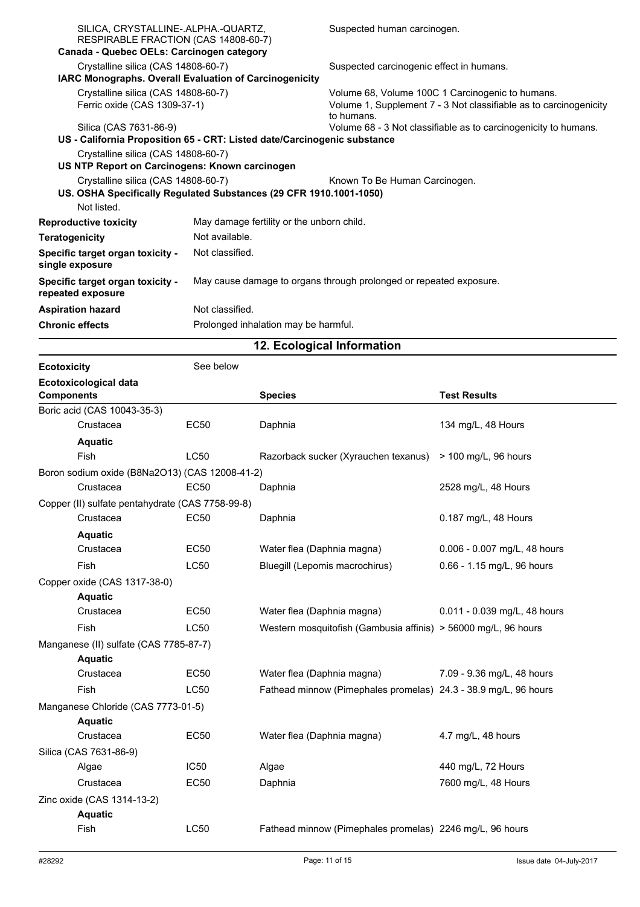SILICA, CRYSTALLINE-.ALPHA.-QUARTZ, RESPIRABLE FRACTION (CAS 14808-60-7) — Suspected human carcinogen.

**Canada - Quebec OELs: Carcinogen category**

Crystalline silica (CAS 14808-60-7) — Suspected carcinogenic effect in humans.

**IARC Monographs. Overall Evaluation of Carcinogenicity**

Crystalline silica (CAS 14808-60-7) — Volume 68, Volume 100C 1 Carcinogenic to humans.

Ferric oxide (CAS 1309-37-1) — Volume 1, Supplement 7 - 3 Not classifiable as to carcinogenicity to humans.

Silica (CAS 7631-86-9) — Volume 68 - 3 Not classifiable as to carcinogenicity to humans.

**US - California Proposition 65 - CRT: Listed date/Carcinogenic substance**

Crystalline silica (CAS 14808-60-7)

**US NTP Report on Carcinogens: Known carcinogen**

Crystalline silica (CAS 14808-60-7) — Known To Be Human Carcinogen.

**US. OSHA Specifically Regulated Substances (29 CFR 1910.1001-1050)**

Not listed.

| | |
|---|---|
| **Reproductive toxicity** | May damage fertility or the unborn child. |
| **Teratogenicity** | Not available. |
| **Specific target organ toxicity - single exposure** | Not classified. |
| **Specific target organ toxicity - repeated exposure** | May cause damage to organs through prolonged or repeated exposure. |
| **Aspiration hazard** | Not classified. |
| **Chronic effects** | Prolonged inhalation may be harmful. |

## 12. Ecological Information

**Ecotoxicity** See below

**Ecotoxicological data**

| Components | | Species | Test Results |
|---|---|---|---|
| Boric acid (CAS 10043-35-3) | | | |
| Crustacea | EC50 | Daphnia | 134 mg/L, 48 Hours |
| **Aquatic** | | | |
| Fish | LC50 | Razorback sucker (Xyrauchen texanus) | > 100 mg/L, 96 hours |
| Boron sodium oxide (B8Na2O13) (CAS 12008-41-2) | | | |
| Crustacea | EC50 | Daphnia | 2528 mg/L, 48 Hours |
| Copper (II) sulfate pentahydrate (CAS 7758-99-8) | | | |
| Crustacea | EC50 | Daphnia | 0.187 mg/L, 48 Hours |
| **Aquatic** | | | |
| Crustacea | EC50 | Water flea (Daphnia magna) | 0.006 - 0.007 mg/L, 48 hours |
| Fish | LC50 | Bluegill (Lepomis macrochirus) | 0.66 - 1.15 mg/L, 96 hours |
| Copper oxide (CAS 1317-38-0) | | | |
| **Aquatic** | | | |
| Crustacea | EC50 | Water flea (Daphnia magna) | 0.011 - 0.039 mg/L, 48 hours |
| Fish | LC50 | Western mosquitofish (Gambusia affinis) | > 56000 mg/L, 96 hours |
| Manganese (II) sulfate (CAS 7785-87-7) | | | |
| **Aquatic** | | | |
| Crustacea | EC50 | Water flea (Daphnia magna) | 7.09 - 9.36 mg/L, 48 hours |
| Fish | LC50 | Fathead minnow (Pimephales promelas) | 24.3 - 38.9 mg/L, 96 hours |
| Manganese Chloride (CAS 7773-01-5) | | | |
| **Aquatic** | | | |
| Crustacea | EC50 | Water flea (Daphnia magna) | 4.7 mg/L, 48 hours |
| Silica (CAS 7631-86-9) | | | |
| Algae | IC50 | Algae | 440 mg/L, 72 Hours |
| Crustacea | EC50 | Daphnia | 7600 mg/L, 48 Hours |
| Zinc oxide (CAS 1314-13-2) | | | |
| **Aquatic** | | | |
| Fish | LC50 | Fathead minnow (Pimephales promelas) | 2246 mg/L, 96 hours |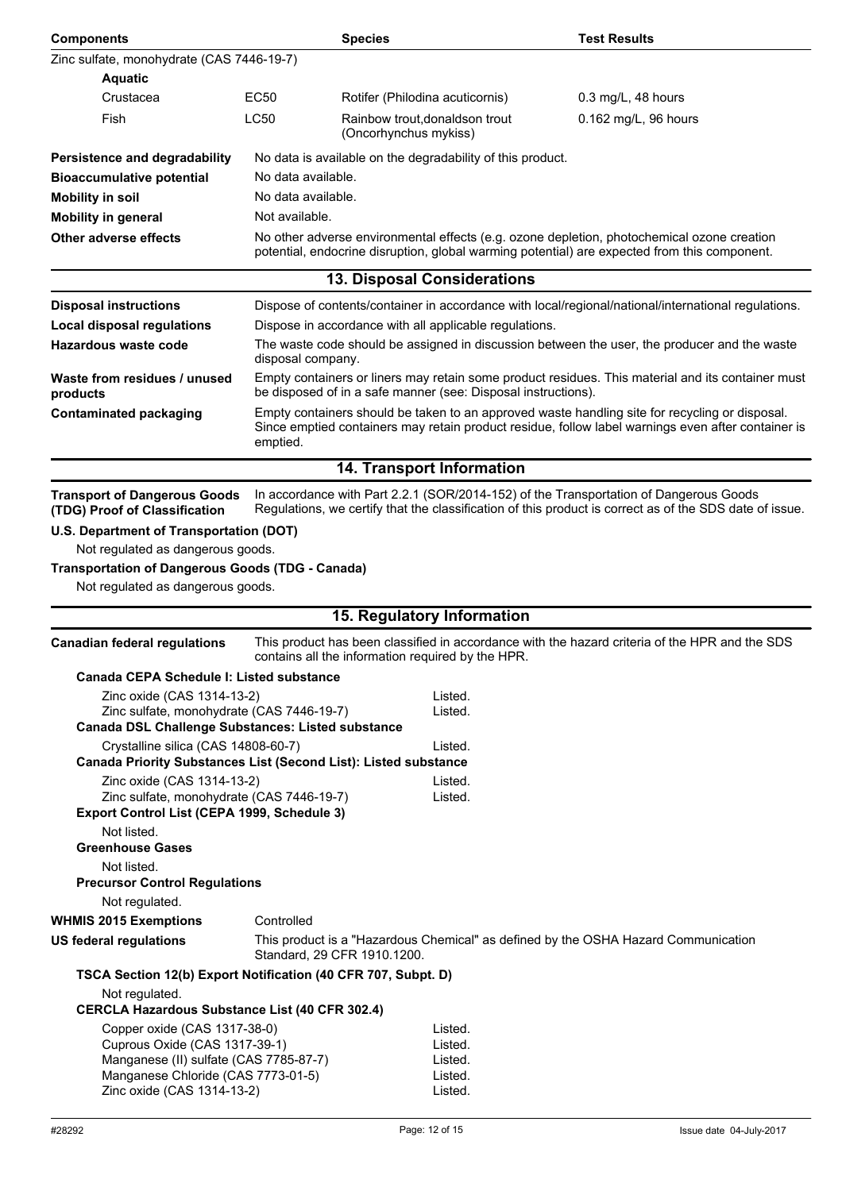| Components | | Species | Test Results |
|---|---|---|---|
| Zinc sulfate, monohydrate (CAS 7446-19-7) | | | |
| **Aquatic** | | | |
| Crustacea | EC50 | Rotifer (Philodina acuticornis) | 0.3 mg/L, 48 hours |
| Fish | LC50 | Rainbow trout,donaldson trout (Oncorhynchus mykiss) | 0.162 mg/L, 96 hours |

**Persistence and degradability** No data is available on the degradability of this product.

**Bioaccumulative potential** No data available.

**Mobility in soil** No data available.

**Mobility in general** Not available.

**Other adverse effects** No other adverse environmental effects (e.g. ozone depletion, photochemical ozone creation potential, endocrine disruption, global warming potential) are expected from this component.

## 13. Disposal Considerations

**Disposal instructions** Dispose of contents/container in accordance with local/regional/national/international regulations.

**Local disposal regulations** Dispose in accordance with all applicable regulations.

**Hazardous waste code** The waste code should be assigned in discussion between the user, the producer and the waste disposal company.

**Waste from residues / unused products** Empty containers or liners may retain some product residues. This material and its container must be disposed of in a safe manner (see: Disposal instructions).

**Contaminated packaging** Empty containers should be taken to an approved waste handling site for recycling or disposal. Since emptied containers may retain product residue, follow label warnings even after container is emptied.

## 14. Transport Information

**Transport of Dangerous Goods (TDG) Proof of Classification** In accordance with Part 2.2.1 (SOR/2014-152) of the Transportation of Dangerous Goods Regulations, we certify that the classification of this product is correct as of the SDS date of issue.

**U.S. Department of Transportation (DOT)**

Not regulated as dangerous goods.

**Transportation of Dangerous Goods (TDG - Canada)**

Not regulated as dangerous goods.

## 15. Regulatory Information

**Canadian federal regulations** This product has been classified in accordance with the hazard criteria of the HPR and the SDS contains all the information required by the HPR.

**Canada CEPA Schedule I: Listed substance**

| | |
|---|---|
| Zinc oxide (CAS 1314-13-2) | Listed. |
| Zinc sulfate, monohydrate (CAS 7446-19-7) | Listed. |

**Canada DSL Challenge Substances: Listed substance**

| | |
|---|---|
| Crystalline silica (CAS 14808-60-7) | Listed. |

**Canada Priority Substances List (Second List): Listed substance**

| | |
|---|---|
| Zinc oxide (CAS 1314-13-2) | Listed. |
| Zinc sulfate, monohydrate (CAS 7446-19-7) | Listed. |

**Export Control List (CEPA 1999, Schedule 3)**

Not listed.

**Greenhouse Gases**

Not listed.

**Precursor Control Regulations**

Not regulated.

**WHMIS 2015 Exemptions** Controlled

**US federal regulations** This product is a "Hazardous Chemical" as defined by the OSHA Hazard Communication Standard, 29 CFR 1910.1200.

**TSCA Section 12(b) Export Notification (40 CFR 707, Subpt. D)**

Not regulated.

**CERCLA Hazardous Substance List (40 CFR 302.4)**

| | |
|---|---|
| Copper oxide (CAS 1317-38-0) | Listed. |
| Cuprous Oxide (CAS 1317-39-1) | Listed. |
| Manganese (II) sulfate (CAS 7785-87-7) | Listed. |
| Manganese Chloride (CAS 7773-01-5) | Listed. |
| Zinc oxide (CAS 1314-13-2) | Listed. |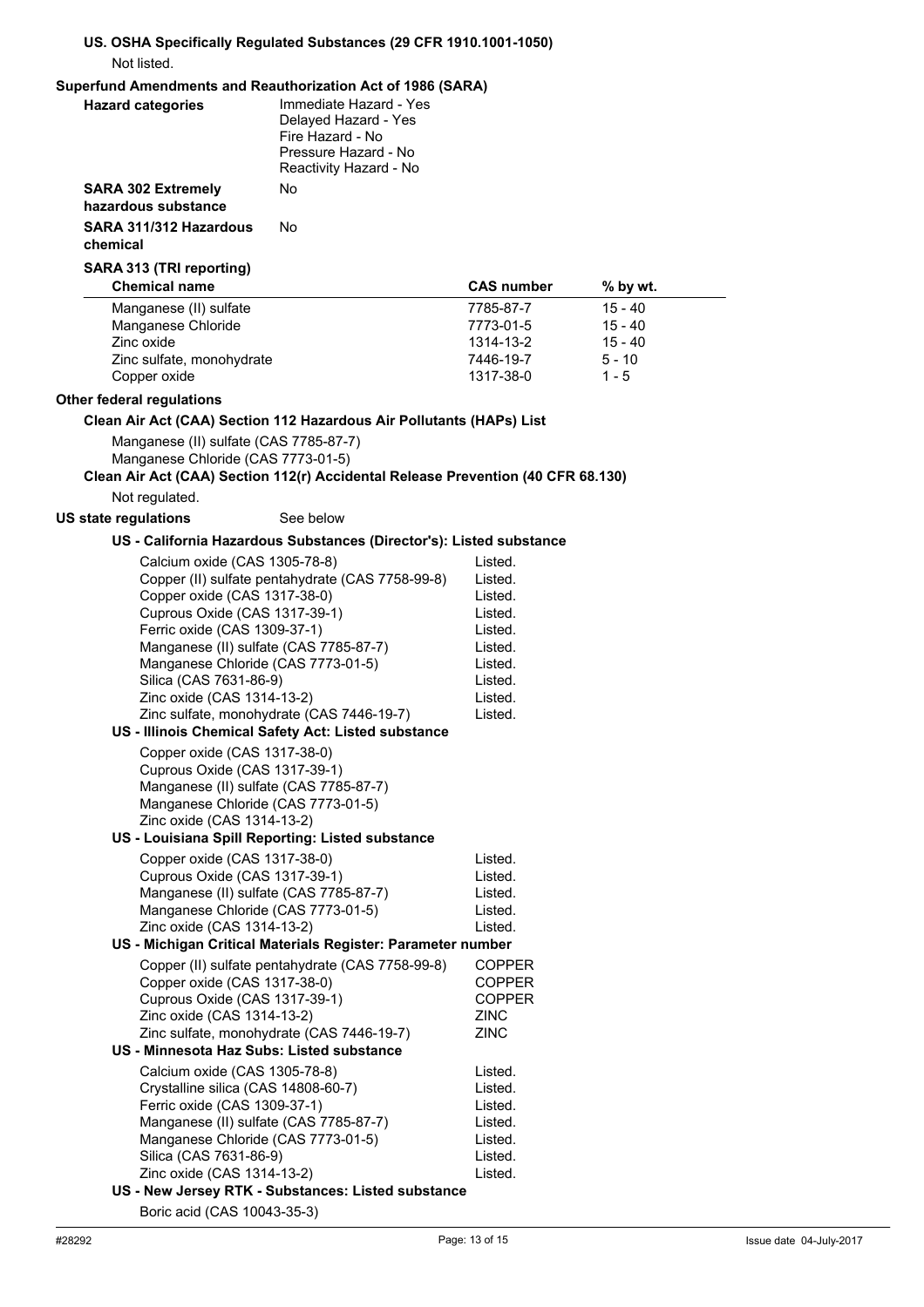**US. OSHA Specifically Regulated Substances (29 CFR 1910.1001-1050)**

Not listed.

**Superfund Amendments and Reauthorization Act of 1986 (SARA)**

**Hazard categories**
Immediate Hazard - Yes
Delayed Hazard - Yes
Fire Hazard - No
Pressure Hazard - No
Reactivity Hazard - No

**SARA 302 Extremely hazardous substance** No

**SARA 311/312 Hazardous chemical** No

**SARA 313 (TRI reporting)**

| Chemical name | CAS number | % by wt. |
|---|---|---|
| Manganese (II) sulfate | 7785-87-7 | 15 - 40 |
| Manganese Chloride | 7773-01-5 | 15 - 40 |
| Zinc oxide | 1314-13-2 | 15 - 40 |
| Zinc sulfate, monohydrate | 7446-19-7 | 5 - 10 |
| Copper oxide | 1317-38-0 | 1 - 5 |

**Other federal regulations**

**Clean Air Act (CAA) Section 112 Hazardous Air Pollutants (HAPs) List**

Manganese (II) sulfate (CAS 7785-87-7)
Manganese Chloride (CAS 7773-01-5)

**Clean Air Act (CAA) Section 112(r) Accidental Release Prevention (40 CFR 68.130)**

Not regulated.

**US state regulations** See below

**US - California Hazardous Substances (Director's): Listed substance**

| | |
|---|---|
| Calcium oxide (CAS 1305-78-8) | Listed. |
| Copper (II) sulfate pentahydrate (CAS 7758-99-8) | Listed. |
| Copper oxide (CAS 1317-38-0) | Listed. |
| Cuprous Oxide (CAS 1317-39-1) | Listed. |
| Ferric oxide (CAS 1309-37-1) | Listed. |
| Manganese (II) sulfate (CAS 7785-87-7) | Listed. |
| Manganese Chloride (CAS 7773-01-5) | Listed. |
| Silica (CAS 7631-86-9) | Listed. |
| Zinc oxide (CAS 1314-13-2) | Listed. |
| Zinc sulfate, monohydrate (CAS 7446-19-7) | Listed. |

**US - Illinois Chemical Safety Act: Listed substance**

Copper oxide (CAS 1317-38-0)
Cuprous Oxide (CAS 1317-39-1)
Manganese (II) sulfate (CAS 7785-87-7)
Manganese Chloride (CAS 7773-01-5)
Zinc oxide (CAS 1314-13-2)

**US - Louisiana Spill Reporting: Listed substance**

| | |
|---|---|
| Copper oxide (CAS 1317-38-0) | Listed. |
| Cuprous Oxide (CAS 1317-39-1) | Listed. |
| Manganese (II) sulfate (CAS 7785-87-7) | Listed. |
| Manganese Chloride (CAS 7773-01-5) | Listed. |
| Zinc oxide (CAS 1314-13-2) | Listed. |

**US - Michigan Critical Materials Register: Parameter number**

| | |
|---|---|
| Copper (II) sulfate pentahydrate (CAS 7758-99-8) | COPPER |
| Copper oxide (CAS 1317-38-0) | COPPER |
| Cuprous Oxide (CAS 1317-39-1) | COPPER |
| Zinc oxide (CAS 1314-13-2) | ZINC |
| Zinc sulfate, monohydrate (CAS 7446-19-7) | ZINC |

**US - Minnesota Haz Subs: Listed substance**

| | |
|---|---|
| Calcium oxide (CAS 1305-78-8) | Listed. |
| Crystalline silica (CAS 14808-60-7) | Listed. |
| Ferric oxide (CAS 1309-37-1) | Listed. |
| Manganese (II) sulfate (CAS 7785-87-7) | Listed. |
| Manganese Chloride (CAS 7773-01-5) | Listed. |
| Silica (CAS 7631-86-9) | Listed. |
| Zinc oxide (CAS 1314-13-2) | Listed. |

**US - New Jersey RTK - Substances: Listed substance**

Boric acid (CAS 10043-35-3)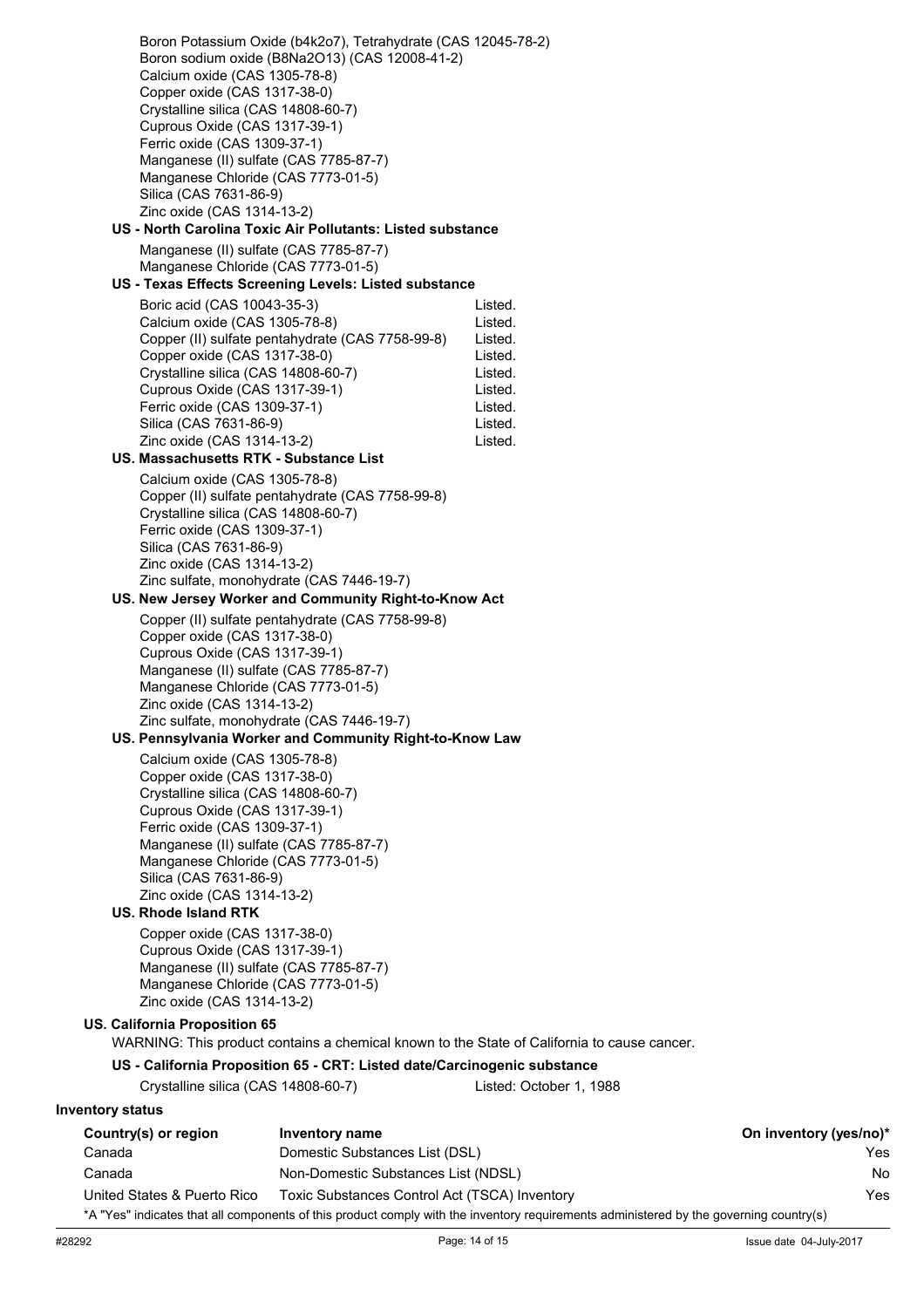Boron Potassium Oxide (b4k2o7), Tetrahydrate (CAS 12045-78-2)
Boron sodium oxide (B8Na2O13) (CAS 12008-41-2)
Calcium oxide (CAS 1305-78-8)
Copper oxide (CAS 1317-38-0)
Crystalline silica (CAS 14808-60-7)
Cuprous Oxide (CAS 1317-39-1)
Ferric oxide (CAS 1309-37-1)
Manganese (II) sulfate (CAS 7785-87-7)
Manganese Chloride (CAS 7773-01-5)
Silica (CAS 7631-86-9)
Zinc oxide (CAS 1314-13-2)

**US - North Carolina Toxic Air Pollutants: Listed substance**

Manganese (II) sulfate (CAS 7785-87-7)
Manganese Chloride (CAS 7773-01-5)

**US - Texas Effects Screening Levels: Listed substance**

| | |
|---|---|
| Boric acid (CAS 10043-35-3) | Listed. |
| Calcium oxide (CAS 1305-78-8) | Listed. |
| Copper (II) sulfate pentahydrate (CAS 7758-99-8) | Listed. |
| Copper oxide (CAS 1317-38-0) | Listed. |
| Crystalline silica (CAS 14808-60-7) | Listed. |
| Cuprous Oxide (CAS 1317-39-1) | Listed. |
| Ferric oxide (CAS 1309-37-1) | Listed. |
| Silica (CAS 7631-86-9) | Listed. |
| Zinc oxide (CAS 1314-13-2) | Listed. |

**US. Massachusetts RTK - Substance List**

Calcium oxide (CAS 1305-78-8)
Copper (II) sulfate pentahydrate (CAS 7758-99-8)
Crystalline silica (CAS 14808-60-7)
Ferric oxide (CAS 1309-37-1)
Silica (CAS 7631-86-9)
Zinc oxide (CAS 1314-13-2)
Zinc sulfate, monohydrate (CAS 7446-19-7)

**US. New Jersey Worker and Community Right-to-Know Act**

Copper (II) sulfate pentahydrate (CAS 7758-99-8)
Copper oxide (CAS 1317-38-0)
Cuprous Oxide (CAS 1317-39-1)
Manganese (II) sulfate (CAS 7785-87-7)
Manganese Chloride (CAS 7773-01-5)
Zinc oxide (CAS 1314-13-2)
Zinc sulfate, monohydrate (CAS 7446-19-7)

**US. Pennsylvania Worker and Community Right-to-Know Law**

Calcium oxide (CAS 1305-78-8)
Copper oxide (CAS 1317-38-0)
Crystalline silica (CAS 14808-60-7)
Cuprous Oxide (CAS 1317-39-1)
Ferric oxide (CAS 1309-37-1)
Manganese (II) sulfate (CAS 7785-87-7)
Manganese Chloride (CAS 7773-01-5)
Silica (CAS 7631-86-9)
Zinc oxide (CAS 1314-13-2)

**US. Rhode Island RTK**

Copper oxide (CAS 1317-38-0)
Cuprous Oxide (CAS 1317-39-1)
Manganese (II) sulfate (CAS 7785-87-7)
Manganese Chloride (CAS 7773-01-5)
Zinc oxide (CAS 1314-13-2)

**US. California Proposition 65**

WARNING: This product contains a chemical known to the State of California to cause cancer.

**US - California Proposition 65 - CRT: Listed date/Carcinogenic substance**

| | |
|---|---|
| Crystalline silica (CAS 14808-60-7) | Listed: October 1, 1988 |

**Inventory status**

| Country(s) or region | Inventory name | On inventory (yes/no)* |
|---|---|---|
| Canada | Domestic Substances List (DSL) | Yes |
| Canada | Non-Domestic Substances List (NDSL) | No |
| United States & Puerto Rico | Toxic Substances Control Act (TSCA) Inventory | Yes |

*A "Yes" indicates that all components of this product comply with the inventory requirements administered by the governing country(s)

#28292 Issue date 04-July-2017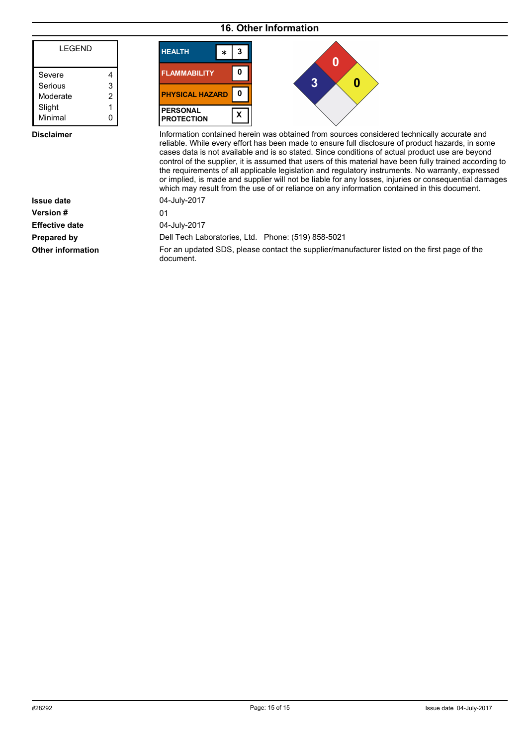## 16. Other Information

| LEGEND | |
|---|---|
| Severe | 4 |
| Serious | 3 |
| Moderate | 2 |
| Slight | 1 |
| Minimal | 0 |

| | | |
|---|---|---|
| HEALTH | * | 3 |
| FLAMMABILITY | | 0 |
| PHYSICAL HAZARD | | 0 |
| PERSONAL PROTECTION | | X |

0

3 0

**Disclaimer**

Information contained herein was obtained from sources considered technically accurate and reliable. While every effort has been made to ensure full disclosure of product hazards, in some cases data is not available and is so stated. Since conditions of actual product use are beyond control of the supplier, it is assumed that users of this material have been fully trained according to the requirements of all applicable legislation and regulatory instruments. No warranty, expressed or implied, is made and supplier will not be liable for any losses, injuries or consequential damages which may result from the use of or reliance on any information contained in this document.

**Issue date** 04-July-2017

**Version #** 01

**Effective date** 04-July-2017

**Prepared by** Dell Tech Laboratories, Ltd. Phone: (519) 858-5021

**Other information** For an updated SDS, please contact the supplier/manufacturer listed on the first page of the document.